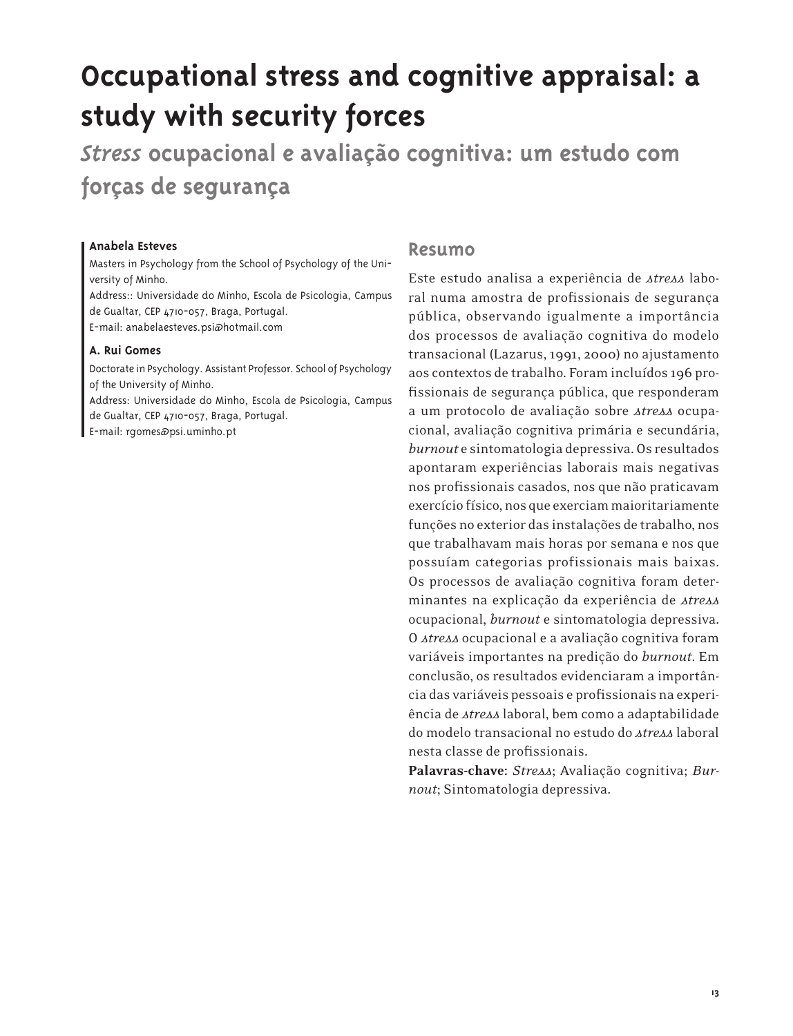# Occupational stress and cognitive appraisal: a study with security forces

## *Stress* ocupacional e avaliação cognitiva: um estudo com forças de segurança

**Anabela Esteves**

Masters in Psychology from the School of Psychology of the University of Minho.

Address:: Universidade do Minho, Escola de Psicologia, Campus de Gualtar, CEP 4710-057, Braga, Portugal.

E-mail: anabelaesteves.psi@hotmail.com

**A. Rui Gomes**

Doctorate in Psychology. Assistant Professor. School of Psychology of the University of Minho.

Address: Universidade do Minho, Escola de Psicologia, Campus de Gualtar, CEP 4710-057, Braga, Portugal.

E-mail: rgomes@psi.uminho.pt

## Resumo

Este estudo analisa a experiência de *stress* laboral numa amostra de profissionais de segurança pública, observando igualmente a importância dos processos de avaliação cognitiva do modelo transacional (Lazarus, 1991, 2000) no ajustamento aos contextos de trabalho. Foram incluídos 196 profissionais de segurança pública, que responderam a um protocolo de avaliação sobre *stress* ocupacional, avaliação cognitiva primária e secundária, *burnout* e sintomatologia depressiva. Os resultados apontaram experiências laborais mais negativas nos profissionais casados, nos que não praticavam exercício físico, nos que exerciam maioritariamente funções no exterior das instalações de trabalho, nos que trabalhavam mais horas por semana e nos que possuíam categorias profissionais mais baixas. Os processos de avaliação cognitiva foram determinantes na explicação da experiência de *stress* ocupacional, *burnout* e sintomatologia depressiva. O *stress* ocupacional e a avaliação cognitiva foram variáveis importantes na predição do *burnout*. Em conclusão, os resultados evidenciaram a importância das variáveis pessoais e profissionais na experiência de *stress* laboral, bem como a adaptabilidade do modelo transacional no estudo do *stress* laboral nesta classe de profissionais.

**Palavras-chave**: *Stress*; Avaliação cognitiva; *Burnout*; Sintomatologia depressiva.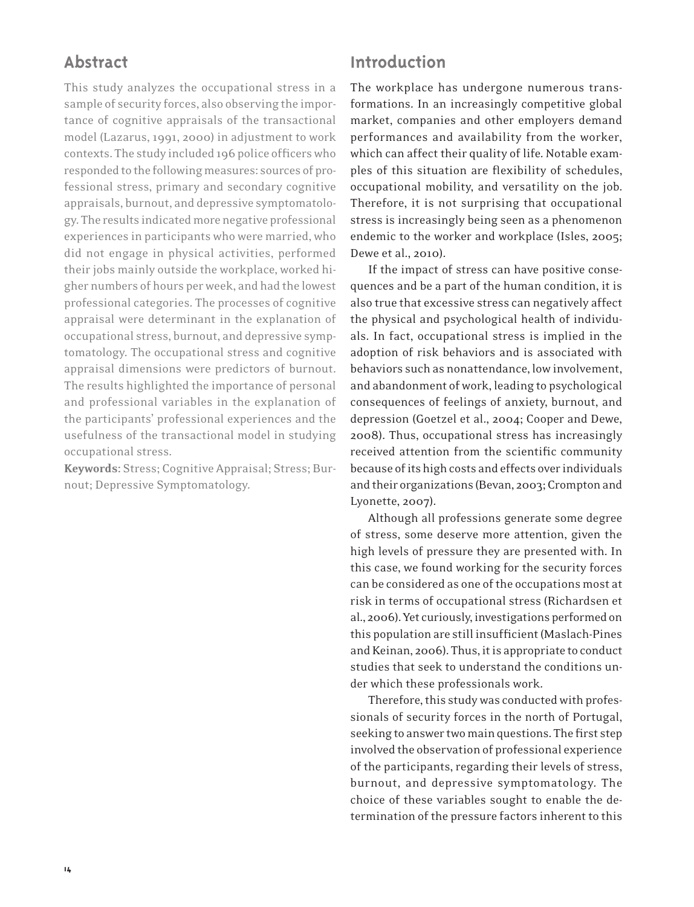## Abstract

This study analyzes the occupational stress in a sample of security forces, also observing the importance of cognitive appraisals of the transactional model (Lazarus, 1991, 2000) in adjustment to work contexts. The study included 196 police officers who responded to the following measures: sources of professional stress, primary and secondary cognitive appraisals, burnout, and depressive symptomatology. The results indicated more negative professional experiences in participants who were married, who did not engage in physical activities, performed their jobs mainly outside the workplace, worked higher numbers of hours per week, and had the lowest professional categories. The processes of cognitive appraisal were determinant in the explanation of occupational stress, burnout, and depressive symptomatology. The occupational stress and cognitive appraisal dimensions were predictors of burnout. The results highlighted the importance of personal and professional variables in the explanation of the participants' professional experiences and the usefulness of the transactional model in studying occupational stress.

**Keywords**: Stress; Cognitive Appraisal; Stress; Burnout; Depressive Symptomatology.

## Introduction

The workplace has undergone numerous transformations. In an increasingly competitive global market, companies and other employers demand performances and availability from the worker, which can affect their quality of life. Notable examples of this situation are flexibility of schedules, occupational mobility, and versatility on the job. Therefore, it is not surprising that occupational stress is increasingly being seen as a phenomenon endemic to the worker and workplace (Isles, 2005; Dewe et al., 2010).

If the impact of stress can have positive consequences and be a part of the human condition, it is also true that excessive stress can negatively affect the physical and psychological health of individuals. In fact, occupational stress is implied in the adoption of risk behaviors and is associated with behaviors such as nonattendance, low involvement, and abandonment of work, leading to psychological consequences of feelings of anxiety, burnout, and depression (Goetzel et al., 2004; Cooper and Dewe, 2008). Thus, occupational stress has increasingly received attention from the scientific community because of its high costs and effects over individuals and their organizations (Bevan, 2003; Crompton and Lyonette, 2007).

Although all professions generate some degree of stress, some deserve more attention, given the high levels of pressure they are presented with. In this case, we found working for the security forces can be considered as one of the occupations most at risk in terms of occupational stress (Richardsen et al., 2006). Yet curiously, investigations performed on this population are still insufficient (Maslach-Pines and Keinan, 2006). Thus, it is appropriate to conduct studies that seek to understand the conditions under which these professionals work.

Therefore, this study was conducted with professionals of security forces in the north of Portugal, seeking to answer two main questions. The first step involved the observation of professional experience of the participants, regarding their levels of stress, burnout, and depressive symptomatology. The choice of these variables sought to enable the determination of the pressure factors inherent to this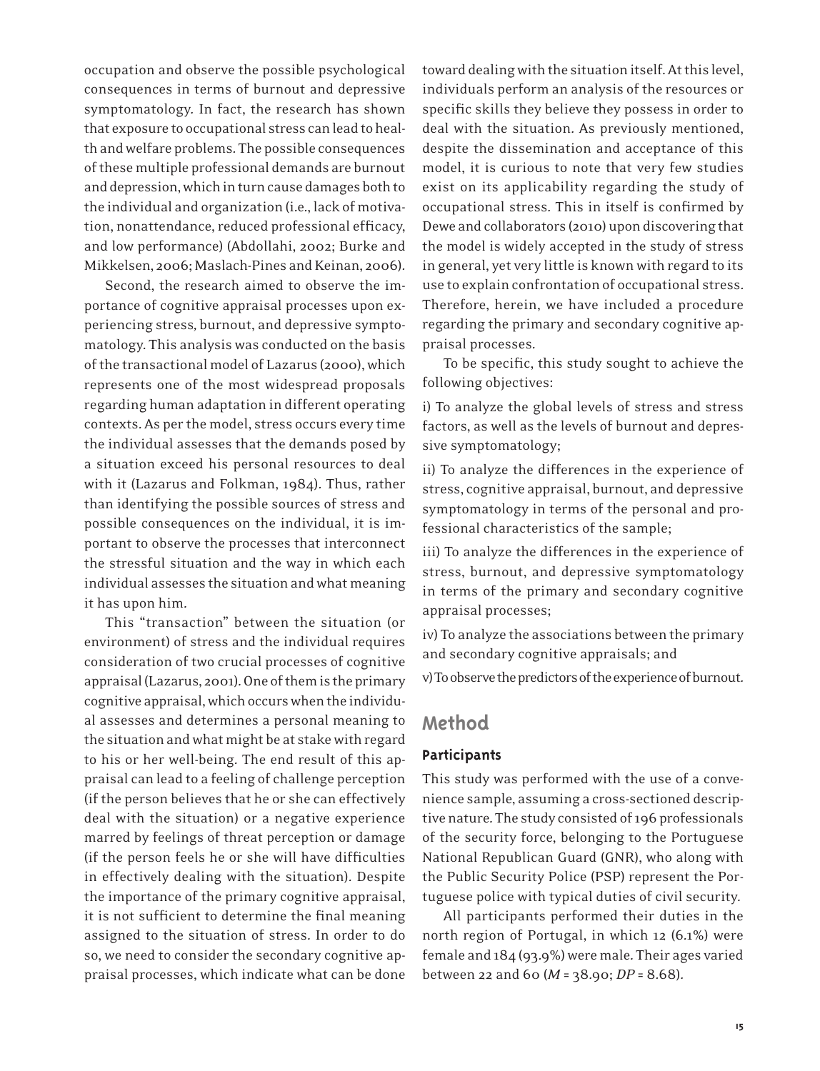occupation and observe the possible psychological consequences in terms of burnout and depressive symptomatology. In fact, the research has shown that exposure to occupational stress can lead to health and welfare problems. The possible consequences of these multiple professional demands are burnout and depression, which in turn cause damages both to the individual and organization (i.e., lack of motivation, nonattendance, reduced professional efficacy, and low performance) (Abdollahi, 2002; Burke and Mikkelsen, 2006; Maslach-Pines and Keinan, 2006).

Second, the research aimed to observe the importance of cognitive appraisal processes upon experiencing stress, burnout, and depressive symptomatology. This analysis was conducted on the basis of the transactional model of Lazarus (2000), which represents one of the most widespread proposals regarding human adaptation in different operating contexts. As per the model, stress occurs every time the individual assesses that the demands posed by a situation exceed his personal resources to deal with it (Lazarus and Folkman, 1984). Thus, rather than identifying the possible sources of stress and possible consequences on the individual, it is important to observe the processes that interconnect the stressful situation and the way in which each individual assesses the situation and what meaning it has upon him.

This "transaction" between the situation (or environment) of stress and the individual requires consideration of two crucial processes of cognitive appraisal (Lazarus, 2001). One of them is the primary cognitive appraisal, which occurs when the individual assesses and determines a personal meaning to the situation and what might be at stake with regard to his or her well-being. The end result of this appraisal can lead to a feeling of challenge perception (if the person believes that he or she can effectively deal with the situation) or a negative experience marred by feelings of threat perception or damage (if the person feels he or she will have difficulties in effectively dealing with the situation). Despite the importance of the primary cognitive appraisal, it is not sufficient to determine the final meaning assigned to the situation of stress. In order to do so, we need to consider the secondary cognitive appraisal processes, which indicate what can be done toward dealing with the situation itself. At this level, individuals perform an analysis of the resources or specific skills they believe they possess in order to deal with the situation. As previously mentioned, despite the dissemination and acceptance of this model, it is curious to note that very few studies exist on its applicability regarding the study of occupational stress. This in itself is confirmed by Dewe and collaborators (2010) upon discovering that the model is widely accepted in the study of stress in general, yet very little is known with regard to its use to explain confrontation of occupational stress. Therefore, herein, we have included a procedure regarding the primary and secondary cognitive appraisal processes.

To be specific, this study sought to achieve the following objectives:

i) To analyze the global levels of stress and stress factors, as well as the levels of burnout and depressive symptomatology;

ii) To analyze the differences in the experience of stress, cognitive appraisal, burnout, and depressive symptomatology in terms of the personal and professional characteristics of the sample;

iii) To analyze the differences in the experience of stress, burnout, and depressive symptomatology in terms of the primary and secondary cognitive appraisal processes;

iv) To analyze the associations between the primary and secondary cognitive appraisals; and

v) To observe the predictors of the experience of burnout.

## Method

### Participants

This study was performed with the use of a convenience sample, assuming a cross-sectioned descriptive nature. The study consisted of 196 professionals of the security force, belonging to the Portuguese National Republican Guard (GNR), who along with the Public Security Police (PSP) represent the Portuguese police with typical duties of civil security.

All participants performed their duties in the north region of Portugal, in which 12 (6.1%) were female and 184 (93.9%) were male. Their ages varied between 22 and 60 ($M = 38.90$; $DP = 8.68$).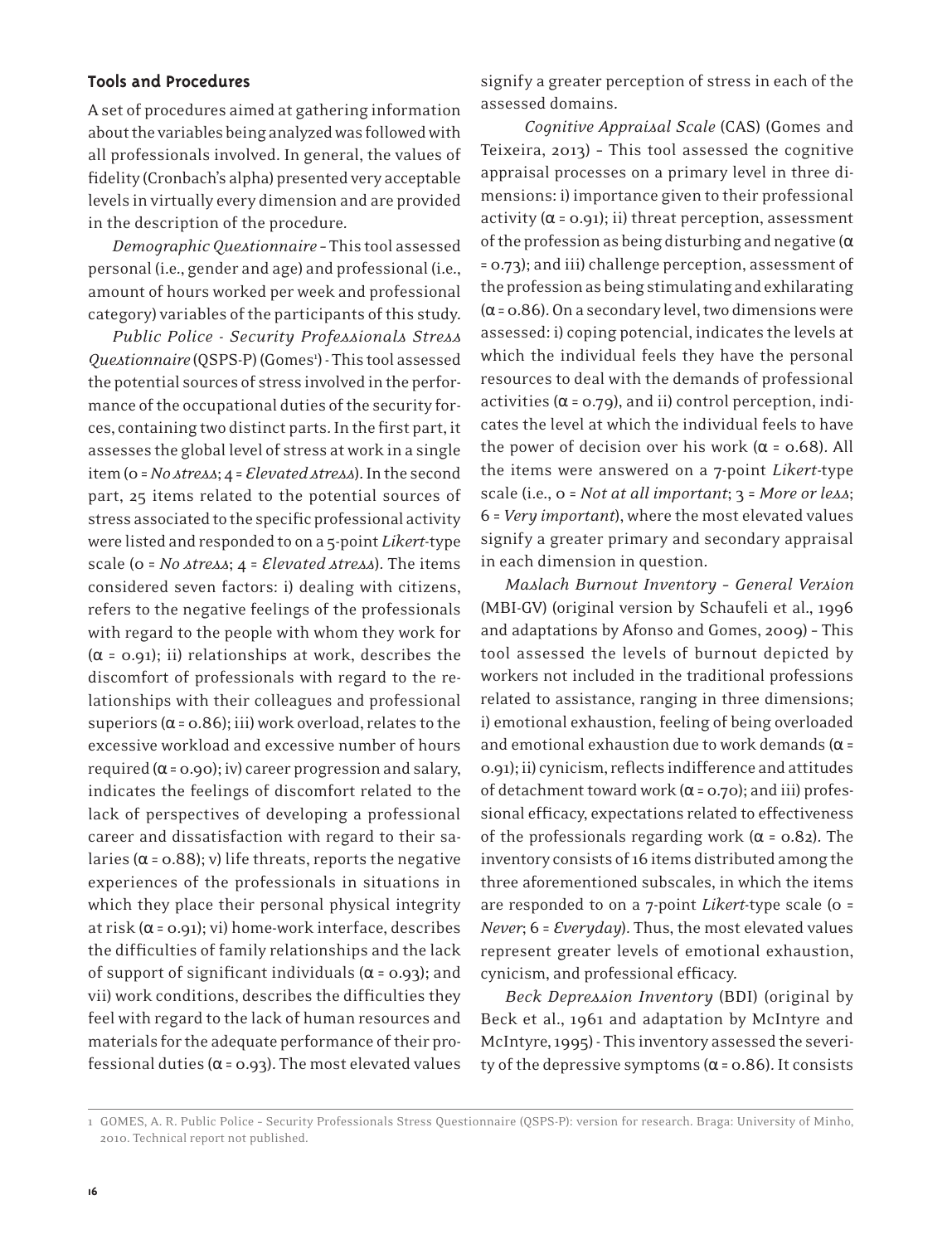### Tools and Procedures

A set of procedures aimed at gathering information about the variables being analyzed was followed with all professionals involved. In general, the values of fidelity (Cronbach's alpha) presented very acceptable levels in virtually every dimension and are provided in the description of the procedure.

*Demographic Questionnaire* – This tool assessed personal (i.e., gender and age) and professional (i.e., amount of hours worked per week and professional category) variables of the participants of this study.

*Public Police - Security Professionals Stress Questionnaire* (QSPS-P) (Gomes[1]) - This tool assessed the potential sources of stress involved in the performance of the occupational duties of the security forces, containing two distinct parts. In the first part, it assesses the global level of stress at work in a single item (0 = *No stress*; 4 = *Elevated stress*). In the second part, 25 items related to the potential sources of stress associated to the specific professional activity were listed and responded to on a 5-point *Likert*-type scale (0 = *No stress*; 4 = *Elevated stress*). The items considered seven factors: i) dealing with citizens, refers to the negative feelings of the professionals with regard to the people with whom they work for ($\alpha$ = 0.91); ii) relationships at work, describes the discomfort of professionals with regard to the relationships with their colleagues and professional superiors ($\alpha$ = 0.86); iii) work overload, relates to the excessive workload and excessive number of hours required ($\alpha$ = 0.90); iv) career progression and salary, indicates the feelings of discomfort related to the lack of perspectives of developing a professional career and dissatisfaction with regard to their salaries ($\alpha$ = 0.88); v) life threats, reports the negative experiences of the professionals in situations in which they place their personal physical integrity at risk ($\alpha$ = 0.91); vi) home-work interface, describes the difficulties of family relationships and the lack of support of significant individuals ($\alpha$ = 0.93); and vii) work conditions, describes the difficulties they feel with regard to the lack of human resources and materials for the adequate performance of their professional duties ($\alpha$ = 0.93). The most elevated values signify a greater perception of stress in each of the assessed domains.

*Cognitive Appraisal Scale* (CAS) (Gomes and Teixeira, 2013) – This tool assessed the cognitive appraisal processes on a primary level in three dimensions: i) importance given to their professional activity ($\alpha$ = 0.91); ii) threat perception, assessment of the profession as being disturbing and negative ($\alpha$ = 0.73); and iii) challenge perception, assessment of the profession as being stimulating and exhilarating ($\alpha$ = 0.86). On a secondary level, two dimensions were assessed: i) coping potencial, indicates the levels at which the individual feels they have the personal resources to deal with the demands of professional activities ($\alpha$ = 0.79), and ii) control perception, indicates the level at which the individual feels to have the power of decision over his work ($\alpha$ = 0.68). All the items were answered on a 7-point *Likert*-type scale (i.e., 0 = *Not at all important*; 3 = *More or less*; 6 = *Very important*), where the most elevated values signify a greater primary and secondary appraisal in each dimension in question.

*Maslach Burnout Inventory – General Version* (MBI-GV) (original version by Schaufeli et al., 1996 and adaptations by Afonso and Gomes, 2009) – This tool assessed the levels of burnout depicted by workers not included in the traditional professions related to assistance, ranging in three dimensions; i) emotional exhaustion, feeling of being overloaded and emotional exhaustion due to work demands ($\alpha$ = 0.91); ii) cynicism, reflects indifference and attitudes of detachment toward work ($\alpha$ = 0.70); and iii) professional efficacy, expectations related to effectiveness of the professionals regarding work ($\alpha$ = 0.82). The inventory consists of 16 items distributed among the three aforementioned subscales, in which the items are responded to on a 7-point *Likert*-type scale (0 = *Never*; 6 = *Everyday*). Thus, the most elevated values represent greater levels of emotional exhaustion, cynicism, and professional efficacy.

*Beck Depression Inventory* (BDI) (original by Beck et al., 1961 and adaptation by McIntyre and McIntyre, 1995) - This inventory assessed the severity of the depressive symptoms ($\alpha$ = 0.86). It consists

[1] GOMES, A. R. Public Police – Security Professionals Stress Questionnaire (QSPS-P): version for research. Braga: University of Minho, 2010. Technical report not published.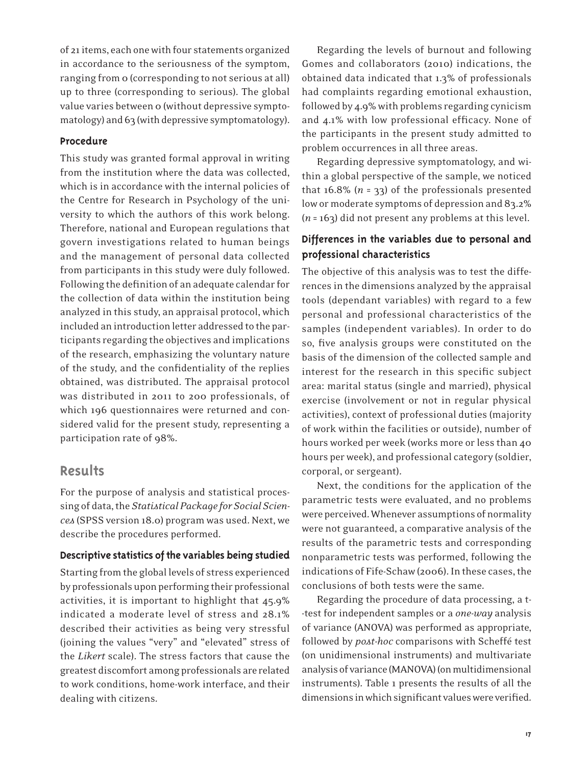of 21 items, each one with four statements organized in accordance to the seriousness of the symptom, ranging from 0 (corresponding to not serious at all) up to three (corresponding to serious). The global value varies between 0 (without depressive symptomatology) and 63 (with depressive symptomatology).

### Procedure

This study was granted formal approval in writing from the institution where the data was collected, which is in accordance with the internal policies of the Centre for Research in Psychology of the university to which the authors of this work belong. Therefore, national and European regulations that govern investigations related to human beings and the management of personal data collected from participants in this study were duly followed. Following the definition of an adequate calendar for the collection of data within the institution being analyzed in this study, an appraisal protocol, which included an introduction letter addressed to the participants regarding the objectives and implications of the research, emphasizing the voluntary nature of the study, and the confidentiality of the replies obtained, was distributed. The appraisal protocol was distributed in 2011 to 200 professionals, of which 196 questionnaires were returned and considered valid for the present study, representing a participation rate of 98%.

## Results

For the purpose of analysis and statistical processing of data, the *Statistical Package for Social Sciences* (SPSS version 18.0) program was used. Next, we describe the procedures performed.

### Descriptive statistics of the variables being studied

Starting from the global levels of stress experienced by professionals upon performing their professional activities, it is important to highlight that 45.9% indicated a moderate level of stress and 28.1% described their activities as being very stressful (joining the values "very" and "elevated" stress of the *Likert* scale). The stress factors that cause the greatest discomfort among professionals are related to work conditions, home-work interface, and their dealing with citizens.

Regarding the levels of burnout and following Gomes and collaborators (2010) indications, the obtained data indicated that 1.3% of professionals had complaints regarding emotional exhaustion, followed by 4.9% with problems regarding cynicism and 4.1% with low professional efficacy. None of the participants in the present study admitted to problem occurrences in all three areas.

Regarding depressive symptomatology, and within a global perspective of the sample, we noticed that 16.8% ($n$ = 33) of the professionals presented low or moderate symptoms of depression and 83.2% ($n$ = 163) did not present any problems at this level.

### Differences in the variables due to personal and professional characteristics

The objective of this analysis was to test the differences in the dimensions analyzed by the appraisal tools (dependant variables) with regard to a few personal and professional characteristics of the samples (independent variables). In order to do so, five analysis groups were constituted on the basis of the dimension of the collected sample and interest for the research in this specific subject area: marital status (single and married), physical exercise (involvement or not in regular physical activities), context of professional duties (majority of work within the facilities or outside), number of hours worked per week (works more or less than 40 hours per week), and professional category (soldier, corporal, or sergeant).

Next, the conditions for the application of the parametric tests were evaluated, and no problems were perceived. Whenever assumptions of normality were not guaranteed, a comparative analysis of the results of the parametric tests and corresponding nonparametric tests was performed, following the indications of Fife-Schaw (2006). In these cases, the conclusions of both tests were the same.

Regarding the procedure of data processing, a t-test for independent samples or a *one-way* analysis of variance (ANOVA) was performed as appropriate, followed by *post-hoc* comparisons with Scheffé test (on unidimensional instruments) and multivariate analysis of variance (MANOVA) (on multidimensional instruments). Table 1 presents the results of all the dimensions in which significant values were verified.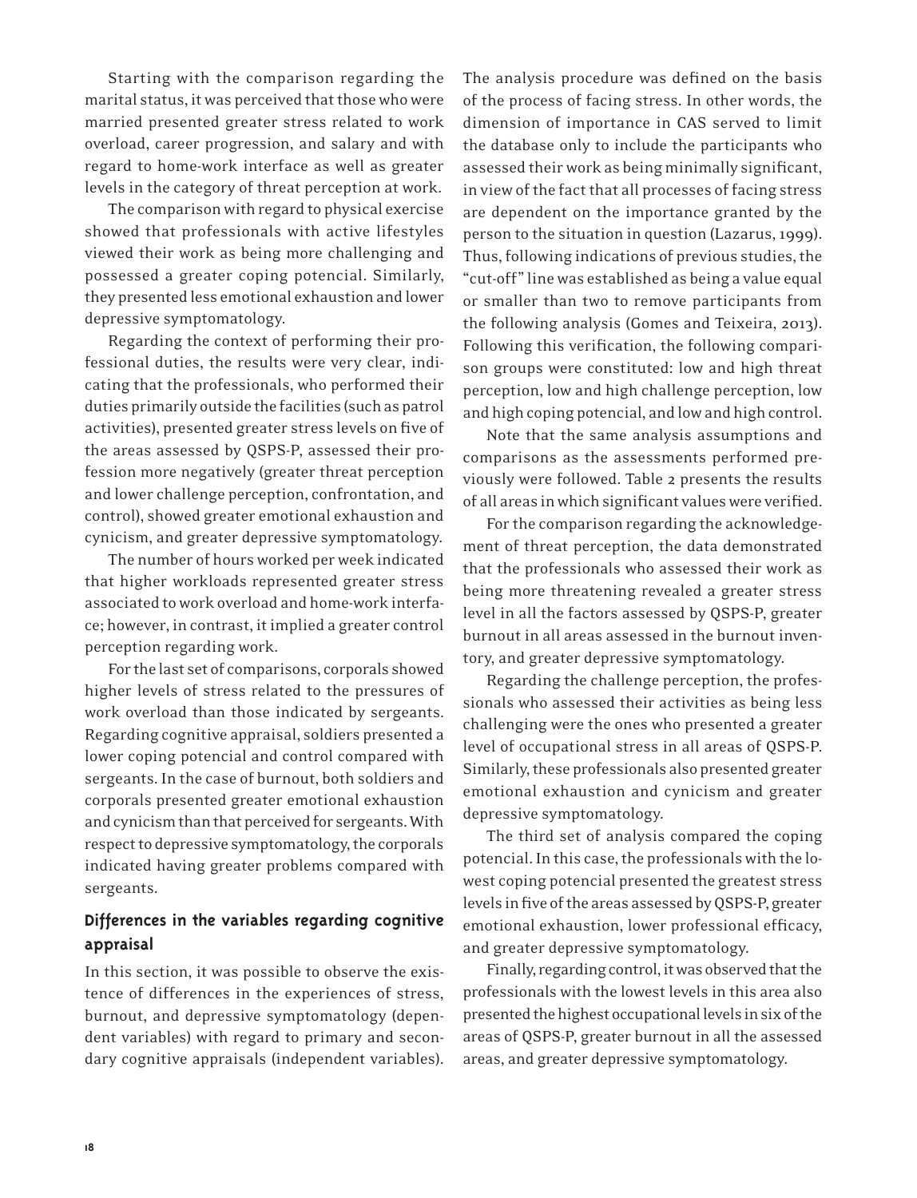Starting with the comparison regarding the marital status, it was perceived that those who were married presented greater stress related to work overload, career progression, and salary and with regard to home-work interface as well as greater levels in the category of threat perception at work.

The comparison with regard to physical exercise showed that professionals with active lifestyles viewed their work as being more challenging and possessed a greater coping potencial. Similarly, they presented less emotional exhaustion and lower depressive symptomatology.

Regarding the context of performing their professional duties, the results were very clear, indicating that the professionals, who performed their duties primarily outside the facilities (such as patrol activities), presented greater stress levels on five of the areas assessed by QSPS-P, assessed their profession more negatively (greater threat perception and lower challenge perception, confrontation, and control), showed greater emotional exhaustion and cynicism, and greater depressive symptomatology.

The number of hours worked per week indicated that higher workloads represented greater stress associated to work overload and home-work interface; however, in contrast, it implied a greater control perception regarding work.

For the last set of comparisons, corporals showed higher levels of stress related to the pressures of work overload than those indicated by sergeants. Regarding cognitive appraisal, soldiers presented a lower coping potencial and control compared with sergeants. In the case of burnout, both soldiers and corporals presented greater emotional exhaustion and cynicism than that perceived for sergeants. With respect to depressive symptomatology, the corporals indicated having greater problems compared with sergeants.

### Differences in the variables regarding cognitive appraisal

In this section, it was possible to observe the existence of differences in the experiences of stress, burnout, and depressive symptomatology (dependent variables) with regard to primary and secondary cognitive appraisals (independent variables). The analysis procedure was defined on the basis of the process of facing stress. In other words, the dimension of importance in CAS served to limit the database only to include the participants who assessed their work as being minimally significant, in view of the fact that all processes of facing stress are dependent on the importance granted by the person to the situation in question (Lazarus, 1999). Thus, following indications of previous studies, the "cut-off" line was established as being a value equal or smaller than two to remove participants from the following analysis (Gomes and Teixeira, 2013). Following this verification, the following comparison groups were constituted: low and high threat perception, low and high challenge perception, low and high coping potencial, and low and high control.

Note that the same analysis assumptions and comparisons as the assessments performed previously were followed. Table 2 presents the results of all areas in which significant values were verified.

For the comparison regarding the acknowledgement of threat perception, the data demonstrated that the professionals who assessed their work as being more threatening revealed a greater stress level in all the factors assessed by QSPS-P, greater burnout in all areas assessed in the burnout inventory, and greater depressive symptomatology.

Regarding the challenge perception, the professionals who assessed their activities as being less challenging were the ones who presented a greater level of occupational stress in all areas of QSPS-P. Similarly, these professionals also presented greater emotional exhaustion and cynicism and greater depressive symptomatology.

The third set of analysis compared the coping potencial. In this case, the professionals with the lowest coping potencial presented the greatest stress levels in five of the areas assessed by QSPS-P, greater emotional exhaustion, lower professional efficacy, and greater depressive symptomatology.

Finally, regarding control, it was observed that the professionals with the lowest levels in this area also presented the highest occupational levels in six of the areas of QSPS-P, greater burnout in all the assessed areas, and greater depressive symptomatology.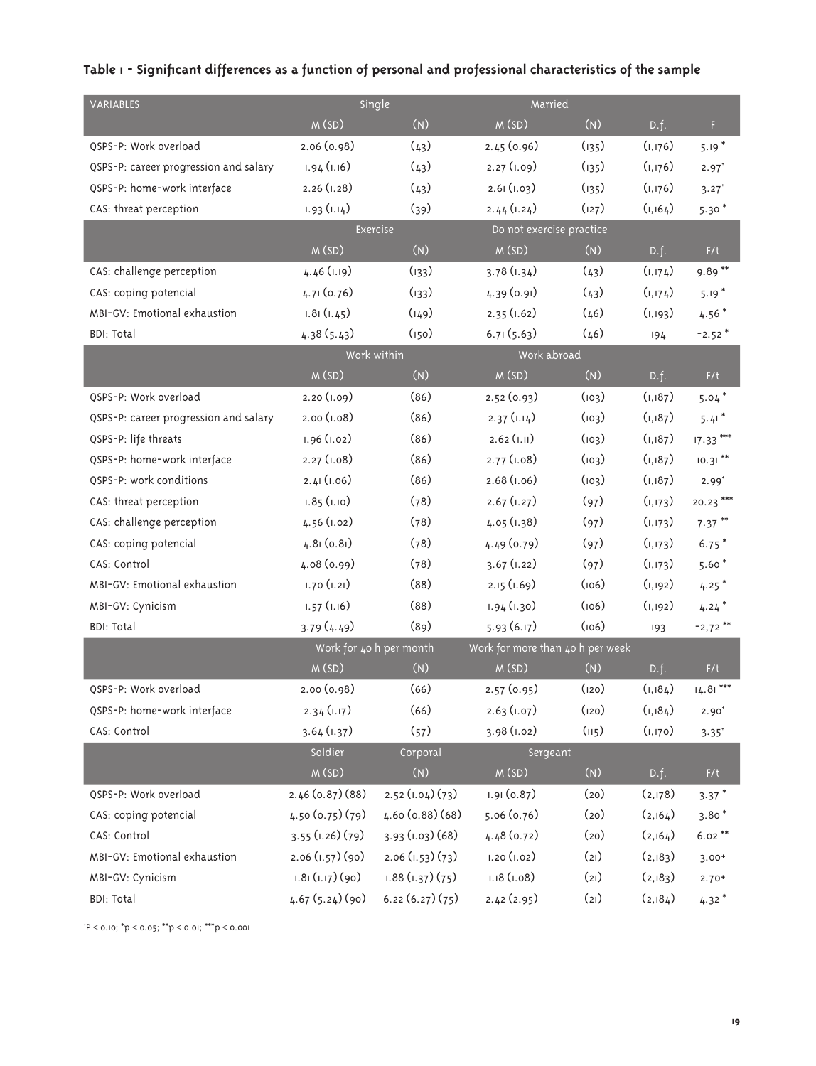**Table 1 - Significant differences as a function of personal and professional characteristics of the sample**

| VARIABLES | Single | | Married | | | |
|---|---|---|---|---|---|---|
| | M (SD) | (N) | M (SD) | (N) | D.f. | F |
| QSPS-P: Work overload | 2.06 (0.98) | (43) | 2.45 (0.96) | (135) | (1,176) | 5.19 * |
| QSPS-P: career progression and salary | 1.94 (1.16) | (43) | 2.27 (1.09) | (135) | (1,176) | 2.97' |
| QSPS-P: home-work interface | 2.26 (1.28) | (43) | 2.61 (1.03) | (135) | (1,176) | 3.27' |
| CAS: threat perception | 1.93 (1.14) | (39) | 2.44 (1.24) | (127) | (1,164) | 5.30 * |
| | Exercise | | Do not exercise practice | | | |
| | M (SD) | (N) | M (SD) | (N) | D.f. | F/t |
| CAS: challenge perception | 4.46 (1.19) | (133) | 3.78 (1.34) | (43) | (1,174) | 9.89 ** |
| CAS: coping potencial | 4.71 (0.76) | (133) | 4.39 (0.91) | (43) | (1,174) | 5.19 * |
| MBI-GV: Emotional exhaustion | 1.81 (1.45) | (149) | 2.35 (1.62) | (46) | (1,193) | 4.56 * |
| BDI: Total | 4.38 (5.43) | (150) | 6.71 (5.63) | (46) | 194 | -2.52 * |
| | Work within | | Work abroad | | | |
| | M (SD) | (N) | M (SD) | (N) | D.f. | F/t |
| QSPS-P: Work overload | 2.20 (1.09) | (86) | 2.52 (0.93) | (103) | (1,187) | 5.04 * |
| QSPS-P: career progression and salary | 2.00 (1.08) | (86) | 2.37 (1.14) | (103) | (1,187) | 5.41 * |
| QSPS-P: life threats | 1.96 (1.02) | (86) | 2.62 (1.11) | (103) | (1,187) | 17.33 *** |
| QSPS-P: home-work interface | 2.27 (1.08) | (86) | 2.77 (1.08) | (103) | (1,187) | 10.31 ** |
| QSPS-P: work conditions | 2.41 (1.06) | (86) | 2.68 (1.06) | (103) | (1,187) | 2.99' |
| CAS: threat perception | 1.85 (1.10) | (78) | 2.67 (1.27) | (97) | (1,173) | 20.23 *** |
| CAS: challenge perception | 4.56 (1.02) | (78) | 4.05 (1.38) | (97) | (1,173) | 7.37 ** |
| CAS: coping potencial | 4.81 (0.81) | (78) | 4.49 (0.79) | (97) | (1,173) | 6.75 * |
| CAS: Control | 4.08 (0.99) | (78) | 3.67 (1.22) | (97) | (1,173) | 5.60 * |
| MBI-GV: Emotional exhaustion | 1.70 (1.21) | (88) | 2.15 (1.69) | (106) | (1,192) | 4.25 * |
| MBI-GV: Cynicism | 1.57 (1.16) | (88) | 1.94 (1.30) | (106) | (1,192) | 4.24 * |
| BDI: Total | 3.79 (4.49) | (89) | 5.93 (6.17) | (106) | 193 | -2,72 ** |
| | Work for 40 h per month | | Work for more than 40 h per week | | | |
| | M (SD) | (N) | M (SD) | (N) | D.f. | F/t |
| QSPS-P: Work overload | 2.00 (0.98) | (66) | 2.57 (0.95) | (120) | (1,184) | 14.81 *** |
| QSPS-P: home-work interface | 2.34 (1.17) | (66) | 2.63 (1.07) | (120) | (1,184) | 2.90' |
| CAS: Control | 3.64 (1.37) | (57) | 3.98 (1.02) | (115) | (1,170) | 3.35' |
| | Soldier | Corporal | Sergeant | | | |
| | M (SD) | (N) | M (SD) | (N) | D.f. | F/t |
| QSPS-P: Work overload | 2.46 (0.87) (88) | 2.52 (1.04) (73) | 1.91 (0.87) | (20) | (2,178) | 3.37 * |
| CAS: coping potencial | 4.50 (0.75) (79) | 4.60 (0.88) (68) | 5.06 (0.76) | (20) | (2,164) | 3.80 * |
| CAS: Control | 3.55 (1.26) (79) | 3.93 (1.03) (68) | 4.48 (0.72) | (20) | (2,164) | 6.02 ** |
| MBI-GV: Emotional exhaustion | 2.06 (1.57) (90) | 2.06 (1.53) (73) | 1.20 (1.02) | (21) | (2,183) | 3.00+ |
| MBI-GV: Cynicism | 1.81 (1.17) (90) | 1.88 (1.37) (75) | 1.18 (1.08) | (21) | (2,183) | 2.70+ |
| BDI: Total | 4.67 (5.24) (90) | 6.22 (6.27) (75) | 2.42 (2.95) | (21) | (2,184) | 4.32 * |

'P < 0.10; *p < 0.05; **p < 0.01; ***p < 0.001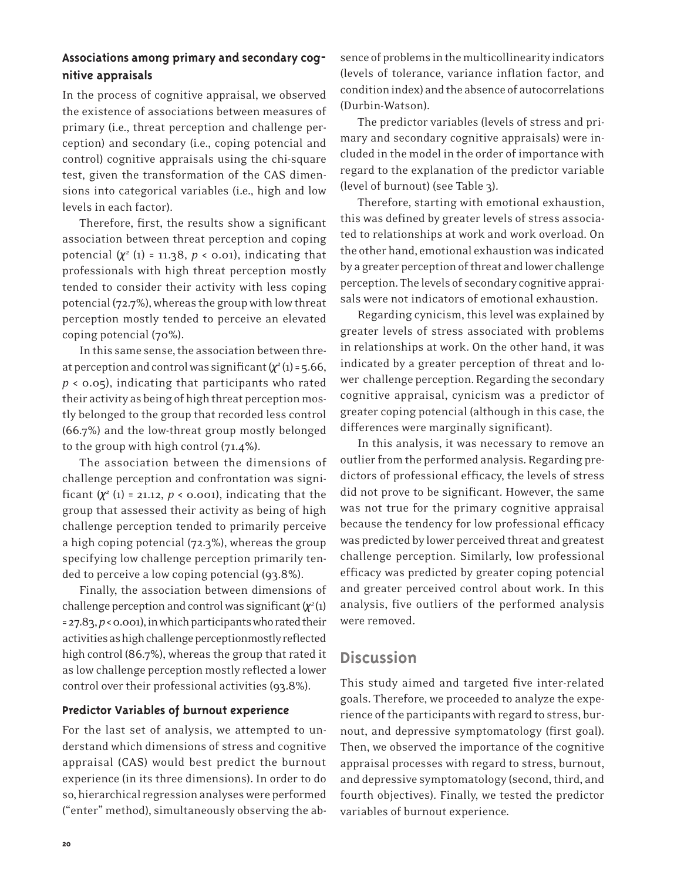### Associations among primary and secondary cognitive appraisals

In the process of cognitive appraisal, we observed the existence of associations between measures of primary (i.e., threat perception and challenge perception) and secondary (i.e., coping potencial and control) cognitive appraisals using the chi-square test, given the transformation of the CAS dimensions into categorical variables (i.e., high and low levels in each factor).

Therefore, first, the results show a significant association between threat perception and coping potencial ($\chi^2$ (1) = 11.38, $p$ < 0.01), indicating that professionals with high threat perception mostly tended to consider their activity with less coping potencial (72.7%), whereas the group with low threat perception mostly tended to perceive an elevated coping potencial (70%).

In this same sense, the association between threat perception and control was significant ($\chi^2$ (1) = 5.66, $p$ < 0.05), indicating that participants who rated their activity as being of high threat perception mostly belonged to the group that recorded less control (66.7%) and the low-threat group mostly belonged to the group with high control (71.4%).

The association between the dimensions of challenge perception and confrontation was significant ($\chi^2$ (1) = 21.12, $p$ < 0.001), indicating that the group that assessed their activity as being of high challenge perception tended to primarily perceive a high coping potencial (72.3%), whereas the group specifying low challenge perception primarily tended to perceive a low coping potencial (93.8%).

Finally, the association between dimensions of challenge perception and control was significant ($\chi^2$(1) = 27.83, $p$ < 0.001), in which participants who rated their activities as high challenge perceptionmostly reflected high control (86.7%), whereas the group that rated it as low challenge perception mostly reflected a lower control over their professional activities (93.8%).

### Predictor Variables of burnout experience

For the last set of analysis, we attempted to understand which dimensions of stress and cognitive appraisal (CAS) would best predict the burnout experience (in its three dimensions). In order to do so, hierarchical regression analyses were performed ("enter" method), simultaneously observing the absence of problems in the multicollinearity indicators (levels of tolerance, variance inflation factor, and condition index) and the absence of autocorrelations (Durbin-Watson).

The predictor variables (levels of stress and primary and secondary cognitive appraisals) were included in the model in the order of importance with regard to the explanation of the predictor variable (level of burnout) (see Table 3).

Therefore, starting with emotional exhaustion, this was defined by greater levels of stress associated to relationships at work and work overload. On the other hand, emotional exhaustion was indicated by a greater perception of threat and lower challenge perception. The levels of secondary cognitive appraisals were not indicators of emotional exhaustion.

Regarding cynicism, this level was explained by greater levels of stress associated with problems in relationships at work. On the other hand, it was indicated by a greater perception of threat and lower challenge perception. Regarding the secondary cognitive appraisal, cynicism was a predictor of greater coping potencial (although in this case, the differences were marginally significant).

In this analysis, it was necessary to remove an outlier from the performed analysis. Regarding predictors of professional efficacy, the levels of stress did not prove to be significant. However, the same was not true for the primary cognitive appraisal because the tendency for low professional efficacy was predicted by lower perceived threat and greatest challenge perception. Similarly, low professional efficacy was predicted by greater coping potencial and greater perceived control about work. In this analysis, five outliers of the performed analysis were removed.

## Discussion

This study aimed and targeted five inter-related goals. Therefore, we proceeded to analyze the experience of the participants with regard to stress, burnout, and depressive symptomatology (first goal). Then, we observed the importance of the cognitive appraisal processes with regard to stress, burnout, and depressive symptomatology (second, third, and fourth objectives). Finally, we tested the predictor variables of burnout experience.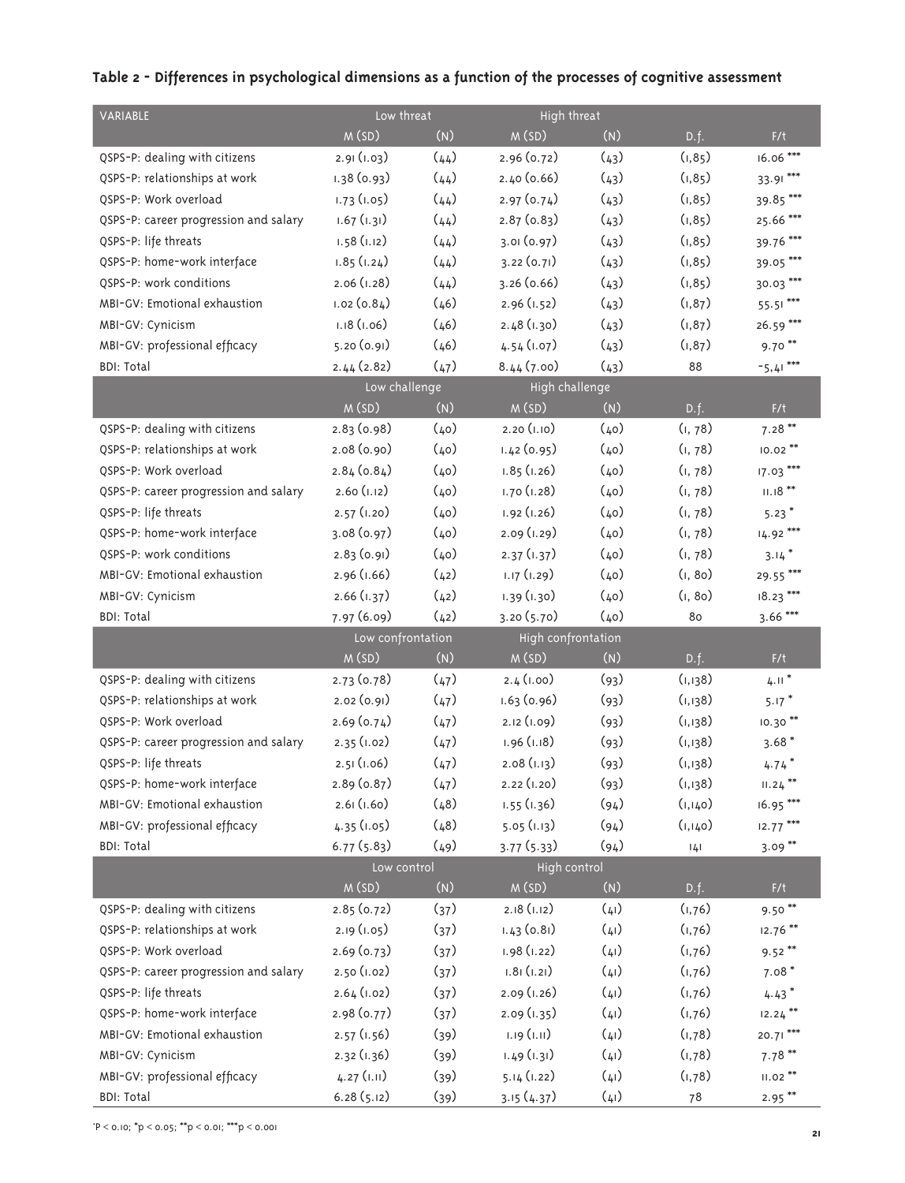**Table 2 - Differences in psychological dimensions as a function of the processes of cognitive assessment**

| VARIABLE | Low threat | | High threat | | | |
|---|---|---|---|---|---|---|
| | M (SD) | (N) | M (SD) | (N) | D.f. | F/t |
| QSPS-P: dealing with citizens | 2.91 (1.03) | (44) | 2.96 (0.72) | (43) | (1,85) | 16.06 *** |
| QSPS-P: relationships at work | 1.38 (0.93) | (44) | 2.40 (0.66) | (43) | (1,85) | 33.91 *** |
| QSPS-P: Work overload | 1.73 (1.05) | (44) | 2.97 (0.74) | (43) | (1,85) | 39.85 *** |
| QSPS-P: career progression and salary | 1.67 (1.31) | (44) | 2.87 (0.83) | (43) | (1,85) | 25.66 *** |
| QSPS-P: life threats | 1.58 (1.12) | (44) | 3.01 (0.97) | (43) | (1,85) | 39.76 *** |
| QSPS-P: home-work interface | 1.85 (1.24) | (44) | 3.22 (0.71) | (43) | (1,85) | 39.05 *** |
| QSPS-P: work conditions | 2.06 (1.28) | (44) | 3.26 (0.66) | (43) | (1,85) | 30.03 *** |
| MBI-GV: Emotional exhaustion | 1.02 (0.84) | (46) | 2.96 (1.52) | (43) | (1,87) | 55.51 *** |
| MBI-GV: Cynicism | 1.18 (1.06) | (46) | 2.48 (1.30) | (43) | (1,87) | 26.59 *** |
| MBI-GV: professional efficacy | 5.20 (0.91) | (46) | 4.54 (1.07) | (43) | (1,87) | 9.70 ** |
| BDI: Total | 2.44 (2.82) | (47) | 8.44 (7.00) | (43) | 88 | -5,41 *** |
| | Low challenge | | High challenge | | | |
| | M (SD) | (N) | M (SD) | (N) | D.f. | F/t |
| QSPS-P: dealing with citizens | 2.83 (0.98) | (40) | 2.20 (1.10) | (40) | (1, 78) | 7.28 ** |
| QSPS-P: relationships at work | 2.08 (0.90) | (40) | 1.42 (0.95) | (40) | (1, 78) | 10.02 ** |
| QSPS-P: Work overload | 2.84 (0.84) | (40) | 1.85 (1.26) | (40) | (1, 78) | 17.03 *** |
| QSPS-P: career progression and salary | 2.60 (1.12) | (40) | 1.70 (1.28) | (40) | (1, 78) | 11.18 ** |
| QSPS-P: life threats | 2.57 (1.20) | (40) | 1.92 (1.26) | (40) | (1, 78) | 5.23 * |
| QSPS-P: home-work interface | 3.08 (0.97) | (40) | 2.09 (1.29) | (40) | (1, 78) | 14.92 *** |
| QSPS-P: work conditions | 2.83 (0.91) | (40) | 2.37 (1.37) | (40) | (1, 78) | 3.14 * |
| MBI-GV: Emotional exhaustion | 2.96 (1.66) | (42) | 1.17 (1.29) | (40) | (1, 80) | 29.55 *** |
| MBI-GV: Cynicism | 2.66 (1.37) | (42) | 1.39 (1.30) | (40) | (1, 80) | 18.23 *** |
| BDI: Total | 7.97 (6.09) | (42) | 3.20 (5.70) | (40) | 80 | 3.66 *** |
| | Low confrontation | | High confrontation | | | |
| | M (SD) | (N) | M (SD) | (N) | D.f. | F/t |
| QSPS-P: dealing with citizens | 2.73 (0.78) | (47) | 2.4 (1.00) | (93) | (1,138) | 4.11 * |
| QSPS-P: relationships at work | 2.02 (0.91) | (47) | 1.63 (0.96) | (93) | (1,138) | 5.17 * |
| QSPS-P: Work overload | 2.69 (0.74) | (47) | 2.12 (1.09) | (93) | (1,138) | 10.30 ** |
| QSPS-P: career progression and salary | 2.35 (1.02) | (47) | 1.96 (1.18) | (93) | (1,138) | 3.68 * |
| QSPS-P: life threats | 2.51 (1.06) | (47) | 2.08 (1.13) | (93) | (1,138) | 4.74 * |
| QSPS-P: home-work interface | 2.89 (0.87) | (47) | 2.22 (1.20) | (93) | (1,138) | 11.24 ** |
| MBI-GV: Emotional exhaustion | 2.61 (1.60) | (48) | 1.55 (1.36) | (94) | (1,140) | 16.95 *** |
| MBI-GV: professional efficacy | 4.35 (1.05) | (48) | 5.05 (1.13) | (94) | (1,140) | 12.77 *** |
| BDI: Total | 6.77 (5.83) | (49) | 3.77 (5.33) | (94) | 141 | 3.09 ** |
| | Low control | | High control | | | |
| | M (SD) | (N) | M (SD) | (N) | D.f. | F/t |
| QSPS-P: dealing with citizens | 2.85 (0.72) | (37) | 2.18 (1.12) | (41) | (1,76) | 9.50 ** |
| QSPS-P: relationships at work | 2.19 (1.05) | (37) | 1.43 (0.81) | (41) | (1,76) | 12.76 ** |
| QSPS-P: Work overload | 2.69 (0.73) | (37) | 1.98 (1.22) | (41) | (1,76) | 9.52 ** |
| QSPS-P: career progression and salary | 2.50 (1.02) | (37) | 1.81 (1.21) | (41) | (1,76) | 7.08 * |
| QSPS-P: life threats | 2.64 (1.02) | (37) | 2.09 (1.26) | (41) | (1,76) | 4.43 * |
| QSPS-P: home-work interface | 2.98 (0.77) | (37) | 2.09 (1.35) | (41) | (1,76) | 12.24 ** |
| MBI-GV: Emotional exhaustion | 2.57 (1.56) | (39) | 1.19 (1.11) | (41) | (1,78) | 20.71 *** |
| MBI-GV: Cynicism | 2.32 (1.36) | (39) | 1.49 (1.31) | (41) | (1,78) | 7.78 ** |
| MBI-GV: professional efficacy | 4.27 (1.11) | (39) | 5.14 (1.22) | (41) | (1,78) | 11.02 ** |
| BDI: Total | 6.28 (5.12) | (39) | 3.15 (4.37) | (41) | 78 | 2.95 ** |

+P < 0.10; *p < 0.05; **p < 0.01; ***p < 0.001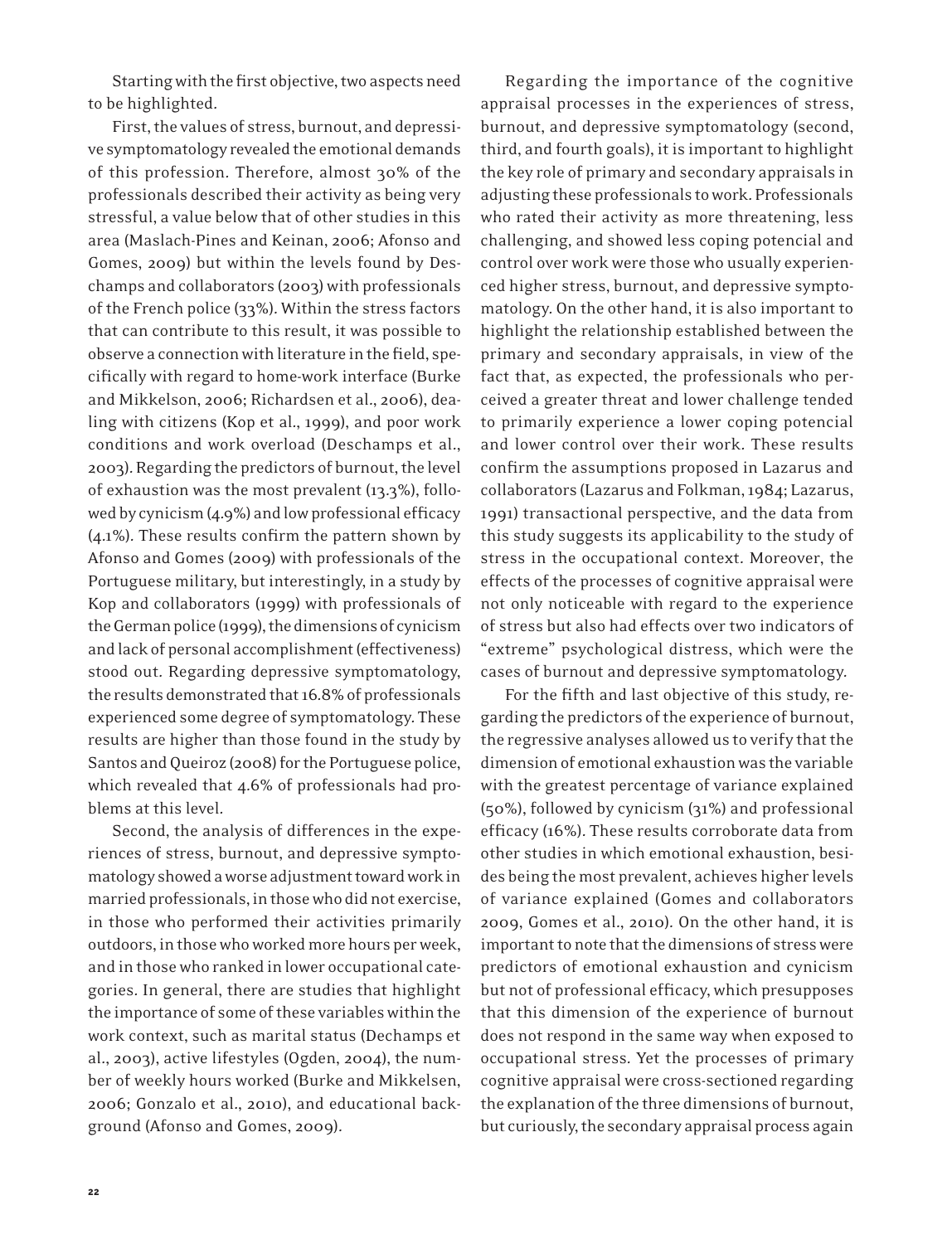Starting with the first objective, two aspects need to be highlighted.

First, the values of stress, burnout, and depressive symptomatology revealed the emotional demands of this profession. Therefore, almost 30% of the professionals described their activity as being very stressful, a value below that of other studies in this area (Maslach-Pines and Keinan, 2006; Afonso and Gomes, 2009) but within the levels found by Deschamps and collaborators (2003) with professionals of the French police (33%). Within the stress factors that can contribute to this result, it was possible to observe a connection with literature in the field, specifically with regard to home-work interface (Burke and Mikkelson, 2006; Richardsen et al., 2006), dealing with citizens (Kop et al., 1999), and poor work conditions and work overload (Deschamps et al., 2003). Regarding the predictors of burnout, the level of exhaustion was the most prevalent (13.3%), followed by cynicism (4.9%) and low professional efficacy (4.1%). These results confirm the pattern shown by Afonso and Gomes (2009) with professionals of the Portuguese military, but interestingly, in a study by Kop and collaborators (1999) with professionals of the German police (1999), the dimensions of cynicism and lack of personal accomplishment (effectiveness) stood out. Regarding depressive symptomatology, the results demonstrated that 16.8% of professionals experienced some degree of symptomatology. These results are higher than those found in the study by Santos and Queiroz (2008) for the Portuguese police, which revealed that 4.6% of professionals had problems at this level.

Second, the analysis of differences in the experiences of stress, burnout, and depressive symptomatology showed a worse adjustment toward work in married professionals, in those who did not exercise, in those who performed their activities primarily outdoors, in those who worked more hours per week, and in those who ranked in lower occupational categories. In general, there are studies that highlight the importance of some of these variables within the work context, such as marital status (Dechamps et al., 2003), active lifestyles (Ogden, 2004), the number of weekly hours worked (Burke and Mikkelsen, 2006; Gonzalo et al., 2010), and educational background (Afonso and Gomes, 2009).

Regarding the importance of the cognitive appraisal processes in the experiences of stress, burnout, and depressive symptomatology (second, third, and fourth goals), it is important to highlight the key role of primary and secondary appraisals in adjusting these professionals to work. Professionals who rated their activity as more threatening, less challenging, and showed less coping potencial and control over work were those who usually experienced higher stress, burnout, and depressive symptomatology. On the other hand, it is also important to highlight the relationship established between the primary and secondary appraisals, in view of the fact that, as expected, the professionals who perceived a greater threat and lower challenge tended to primarily experience a lower coping potencial and lower control over their work. These results confirm the assumptions proposed in Lazarus and collaborators (Lazarus and Folkman, 1984; Lazarus, 1991) transactional perspective, and the data from this study suggests its applicability to the study of stress in the occupational context. Moreover, the effects of the processes of cognitive appraisal were not only noticeable with regard to the experience of stress but also had effects over two indicators of "extreme" psychological distress, which were the cases of burnout and depressive symptomatology.

For the fifth and last objective of this study, regarding the predictors of the experience of burnout, the regressive analyses allowed us to verify that the dimension of emotional exhaustion was the variable with the greatest percentage of variance explained (50%), followed by cynicism (31%) and professional efficacy (16%). These results corroborate data from other studies in which emotional exhaustion, besides being the most prevalent, achieves higher levels of variance explained (Gomes and collaborators 2009, Gomes et al., 2010). On the other hand, it is important to note that the dimensions of stress were predictors of emotional exhaustion and cynicism but not of professional efficacy, which presupposes that this dimension of the experience of burnout does not respond in the same way when exposed to occupational stress. Yet the processes of primary cognitive appraisal were cross-sectioned regarding the explanation of the three dimensions of burnout, but curiously, the secondary appraisal process again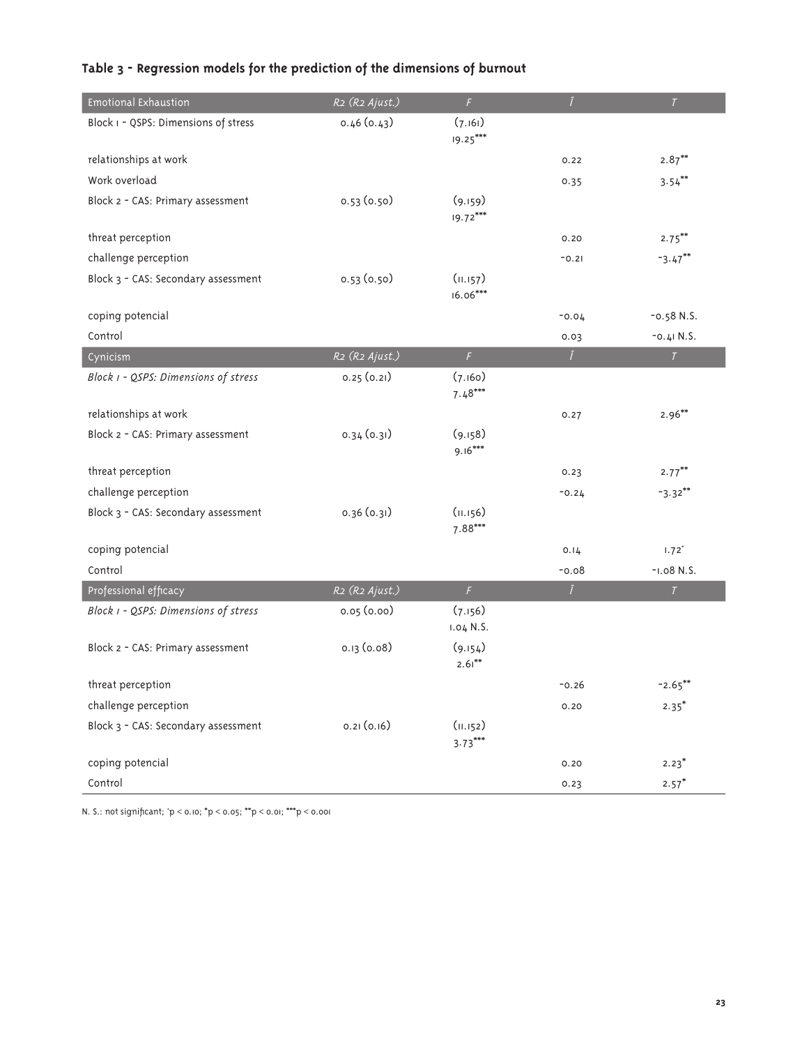## Table 3 - Regression models for the prediction of the dimensions of burnout

| Emotional Exhaustion | $R^2$ ($R^2$ Ajust.) | $F$ | β | $T$ |
|---|---|---|---|---|
| Block 1 - QSPS: Dimensions of stress | 0.46 (0.43) | (7.161) 19.25*** | | |
| relationships at work | | | 0.22 | 2.87** |
| Work overload | | | 0.35 | 3.54** |
| Block 2 - CAS: Primary assessment | 0.53 (0.50) | (9.159) 19.72*** | | |
| threat perception | | | 0.20 | 2.75** |
| challenge perception | | | -0.21 | -3.47** |
| Block 3 - CAS: Secondary assessment | 0.53 (0.50) | (11.157) 16.06*** | | |
| coping potencial | | | -0.04 | -0.58 N.S. |
| Control | | | 0.03 | -0.41 N.S. |
| **Cynicism** | **$R^2$ ($R^2$ Ajust.)** | **$F$** | **β** | **$T$** |
| *Block 1 - QSPS: Dimensions of stress* | 0.25 (0.21) | (7.160) 7.48*** | | |
| relationships at work | | | 0.27 | 2.96** |
| Block 2 - CAS: Primary assessment | 0.34 (0.31) | (9.158) 9.16*** | | |
| threat perception | | | 0.23 | 2.77** |
| challenge perception | | | -0.24 | -3.32** |
| Block 3 - CAS: Secondary assessment | 0.36 (0.31) | (11.156) 7.88*** | | |
| coping potencial | | | 0.14 | 1.72' |
| Control | | | -0.08 | -1.08 N.S. |
| **Professional efficacy** | **$R^2$ ($R^2$ Ajust.)** | **$F$** | **β** | **$T$** |
| *Block 1 - QSPS: Dimensions of stress* | 0.05 (0.00) | (7.156) 1.04 N.S. | | |
| Block 2 - CAS: Primary assessment | 0.13 (0.08) | (9.154) 2.61** | | |
| threat perception | | | -0.26 | -2.65** |
| challenge perception | | | 0.20 | 2.35* |
| Block 3 - CAS: Secondary assessment | 0.21 (0.16) | (11.152) 3.73*** | | |
| coping potencial | | | 0.20 | 2.23* |
| Control | | | 0.23 | 2.57* |

N. S.: not significant; '$p < 0.10$; *$p < 0.05$; **$p < 0.01$; ***$p < 0.001$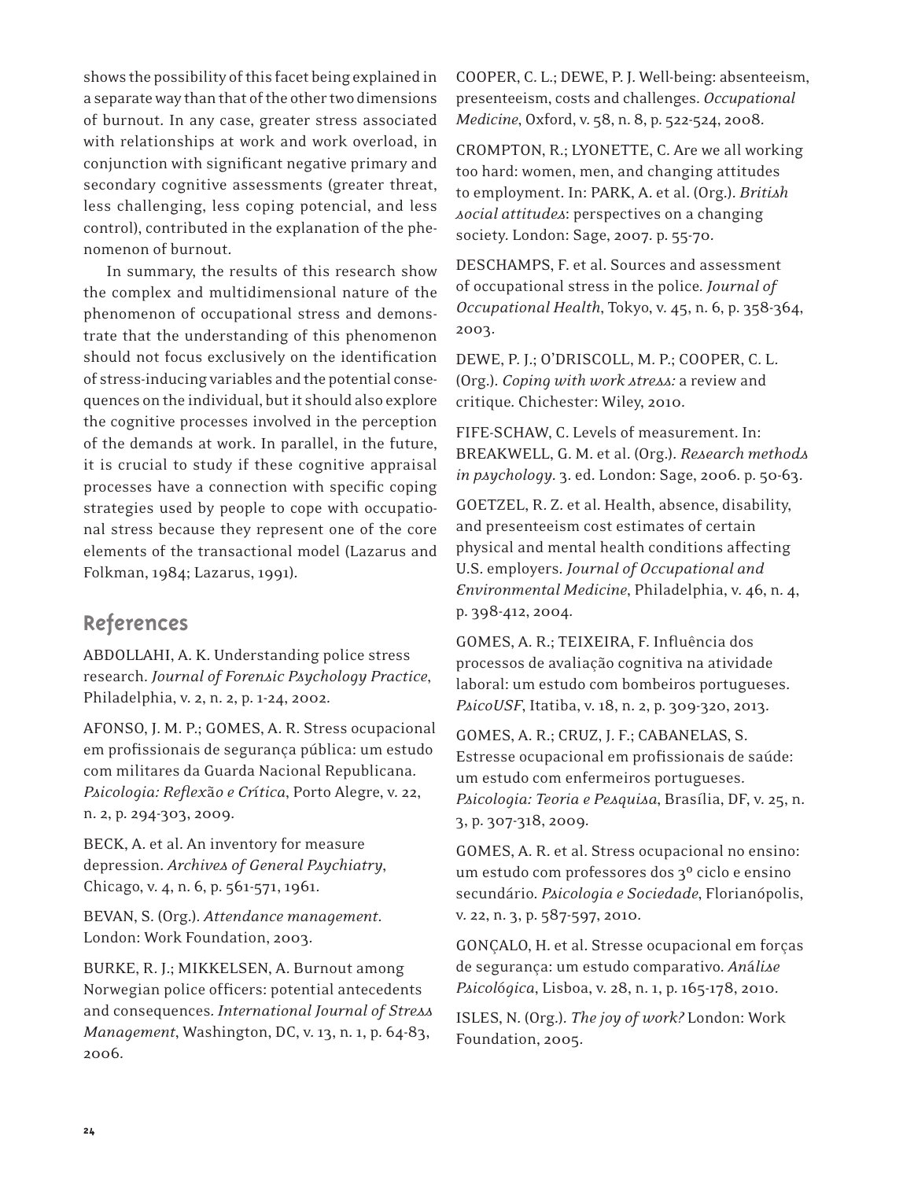shows the possibility of this facet being explained in a separate way than that of the other two dimensions of burnout. In any case, greater stress associated with relationships at work and work overload, in conjunction with significant negative primary and secondary cognitive assessments (greater threat, less challenging, less coping potencial, and less control), contributed in the explanation of the phenomenon of burnout.

In summary, the results of this research show the complex and multidimensional nature of the phenomenon of occupational stress and demonstrate that the understanding of this phenomenon should not focus exclusively on the identification of stress-inducing variables and the potential consequences on the individual, but it should also explore the cognitive processes involved in the perception of the demands at work. In parallel, in the future, it is crucial to study if these cognitive appraisal processes have a connection with specific coping strategies used by people to cope with occupational stress because they represent one of the core elements of the transactional model (Lazarus and Folkman, 1984; Lazarus, 1991).

## References

ABDOLLAHI, A. K. Understanding police stress research. *Journal of Forensic Psychology Practice*, Philadelphia, v. 2, n. 2, p. 1-24, 2002.

AFONSO, J. M. P.; GOMES, A. R. Stress ocupacional em profissionais de segurança pública: um estudo com militares da Guarda Nacional Republicana. *Psicologia: Reflexão e Crítica*, Porto Alegre, v. 22, n. 2, p. 294-303, 2009.

BECK, A. et al. An inventory for measure depression. *Archives of General Psychiatry*, Chicago, v. 4, n. 6, p. 561-571, 1961.

BEVAN, S. (Org.). *Attendance management*. London: Work Foundation, 2003.

BURKE, R. J.; MIKKELSEN, A. Burnout among Norwegian police officers: potential antecedents and consequences. *International Journal of Stress Management*, Washington, DC, v. 13, n. 1, p. 64-83, 2006.

COOPER, C. L.; DEWE, P. J. Well-being: absenteeism, presenteeism, costs and challenges. *Occupational Medicine*, Oxford, v. 58, n. 8, p. 522-524, 2008.

CROMPTON, R.; LYONETTE, C. Are we all working too hard: women, men, and changing attitudes to employment. In: PARK, A. et al. (Org.). *British social attitudes*: perspectives on a changing society. London: Sage, 2007. p. 55-70.

DESCHAMPS, F. et al. Sources and assessment of occupational stress in the police. *Journal of Occupational Health*, Tokyo, v. 45, n. 6, p. 358-364, 2003.

DEWE, P. J.; O'DRISCOLL, M. P.; COOPER, C. L. (Org.). *Coping with work stress:* a review and critique. Chichester: Wiley, 2010.

FIFE-SCHAW, C. Levels of measurement. In: BREAKWELL, G. M. et al. (Org.). *Research methods in psychology*. 3. ed. London: Sage, 2006. p. 50-63.

GOETZEL, R. Z. et al. Health, absence, disability, and presenteeism cost estimates of certain physical and mental health conditions affecting U.S. employers. *Journal of Occupational and Environmental Medicine*, Philadelphia, v. 46, n. 4, p. 398-412, 2004.

GOMES, A. R.; TEIXEIRA, F. Influência dos processos de avaliação cognitiva na atividade laboral: um estudo com bombeiros portugueses. *PsicoUSF*, Itatiba, v. 18, n. 2, p. 309-320, 2013.

GOMES, A. R.; CRUZ, J. F.; CABANELAS, S. Estresse ocupacional em profissionais de saúde: um estudo com enfermeiros portugueses. *Psicologia: Teoria e Pesquisa*, Brasília, DF, v. 25, n. 3, p. 307-318, 2009.

GOMES, A. R. et al. Stress ocupacional no ensino: um estudo com professores dos 3º ciclo e ensino secundário. *Psicologia e Sociedade*, Florianópolis, v. 22, n. 3, p. 587-597, 2010.

GONÇALO, H. et al. Stresse ocupacional em forças de segurança: um estudo comparativo. *Análise Psicológica*, Lisboa, v. 28, n. 1, p. 165-178, 2010.

ISLES, N. (Org.). *The joy of work?* London: Work Foundation, 2005.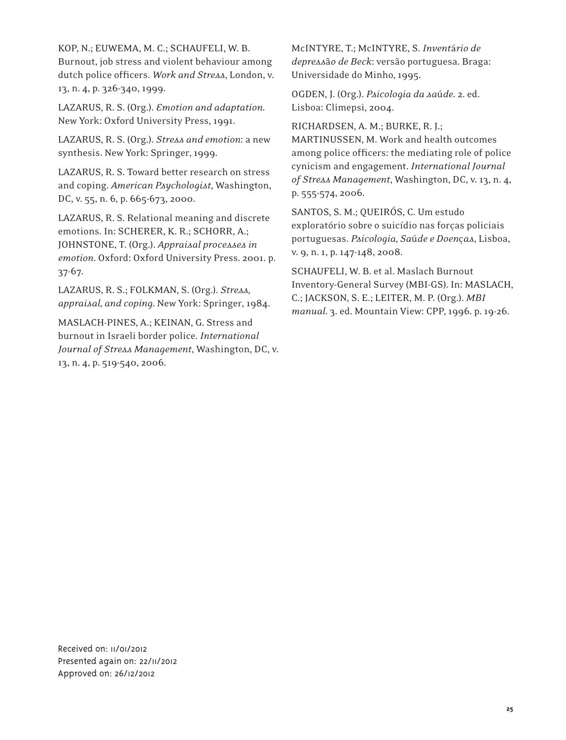KOP, N.; EUWEMA, M. C.; SCHAUFELI, W. B. Burnout, job stress and violent behaviour among dutch police officers. *Work and Stress*, London, v. 13, n. 4, p. 326-340, 1999.

LAZARUS, R. S. (Org.). *Emotion and adaptation.* New York: Oxford University Press, 1991.

LAZARUS, R. S. (Org.). *Stress and emotion*: a new synthesis. New York: Springer, 1999.

LAZARUS, R. S. Toward better research on stress and coping. *American Psychologist*, Washington, DC, v. 55, n. 6, p. 665-673, 2000.

LAZARUS, R. S. Relational meaning and discrete emotions. In: SCHERER, K. R.; SCHORR, A.; JOHNSTONE, T. (Org.). *Appraisal processes in emotion.* Oxford: Oxford University Press. 2001. p. 37-67.

LAZARUS, R. S.; FOLKMAN, S. (Org.). *Stress, appraisal, and coping.* New York: Springer, 1984.

MASLACH-PINES, A.; KEINAN, G. Stress and burnout in Israeli border police. *International Journal of Stress Management*, Washington, DC, v. 13, n. 4, p. 519-540, 2006.

McINTYRE, T.; McINTYRE, S. *Inventário de depressão de Beck*: versão portuguesa. Braga: Universidade do Minho, 1995.

OGDEN, J. (Org.). *Psicologia da saúde.* 2. ed. Lisboa: Climepsi, 2004.

RICHARDSEN, A. M.; BURKE, R. J.; MARTINUSSEN, M. Work and health outcomes among police officers: the mediating role of police cynicism and engagement. *International Journal of Stress Management*, Washington, DC, v. 13, n. 4, p. 555-574, 2006.

SANTOS, S. M.; QUEIRÓS, C. Um estudo exploratório sobre o suicídio nas forças policiais portuguesas. *Psicologia, Saúde e Doenças*, Lisboa, v. 9, n. 1, p. 147-148, 2008.

SCHAUFELI, W. B. et al. Maslach Burnout Inventory-General Survey (MBI-GS). In: MASLACH, C.; JACKSON, S. E.; LEITER, M. P. (Org.). *MBI manual.* 3. ed. Mountain View: CPP, 1996. p. 19-26.

Received on: 11/01/2012
Presented again on: 22/11/2012
Approved on: 26/12/2012